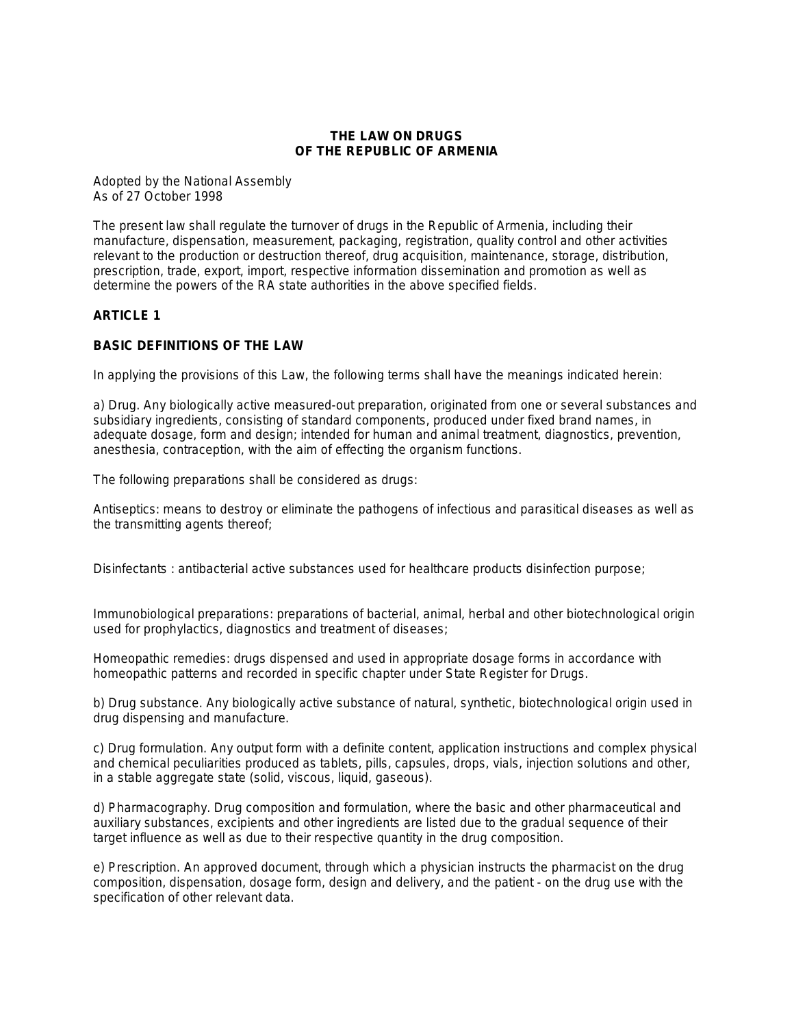# THE LAW ON DRUGS
# OF THE REPUBLIC OF ARMENIA

Adopted by the National Assembly
As of 27 October 1998

The present law shall regulate the turnover of drugs in the Republic of Armenia, including their manufacture, dispensation, measurement, packaging, registration, quality control and other activities relevant to the production or destruction thereof, drug acquisition, maintenance, storage, distribution, prescription, trade, export, import, respective information dissemination and promotion as well as determine the powers of the RA state authorities in the above specified fields.

## ARTICLE 1

## BASIC DEFINITIONS OF THE LAW

In applying the provisions of this Law, the following terms shall have the meanings indicated herein:

a) Drug. Any biologically active measured-out preparation, originated from one or several substances and subsidiary ingredients, consisting of standard components, produced under fixed brand names, in adequate dosage, form and design; intended for human and animal treatment, diagnostics, prevention, anesthesia, contraception, with the aim of effecting the organism functions.

The following preparations shall be considered as drugs:

Antiseptics: means to destroy or eliminate the pathogens of infectious and parasitical diseases as well as the transmitting agents thereof;

Disinfectants : antibacterial active substances used for healthcare products disinfection purpose;

Immunobiological preparations: preparations of bacterial, animal, herbal and other biotechnological origin used for prophylactics, diagnostics and treatment of diseases;

Homeopathic remedies: drugs dispensed and used in appropriate dosage forms in accordance with homeopathic patterns and recorded in specific chapter under State Register for Drugs.

b) Drug substance. Any biologically active substance of natural, synthetic, biotechnological origin used in drug dispensing and manufacture.

c) Drug formulation. Any output form with a definite content, application instructions and complex physical and chemical peculiarities produced as tablets, pills, capsules, drops, vials, injection solutions and other, in a stable aggregate state (solid, viscous, liquid, gaseous).

d) Pharmacography. Drug composition and formulation, where the basic and other pharmaceutical and auxiliary substances, excipients and other ingredients are listed due to the gradual sequence of their target influence as well as due to their respective quantity in the drug composition.

e) Prescription. An approved document, through which a physician instructs the pharmacist on the drug composition, dispensation, dosage form, design and delivery, and the patient - on the drug use with the specification of other relevant data.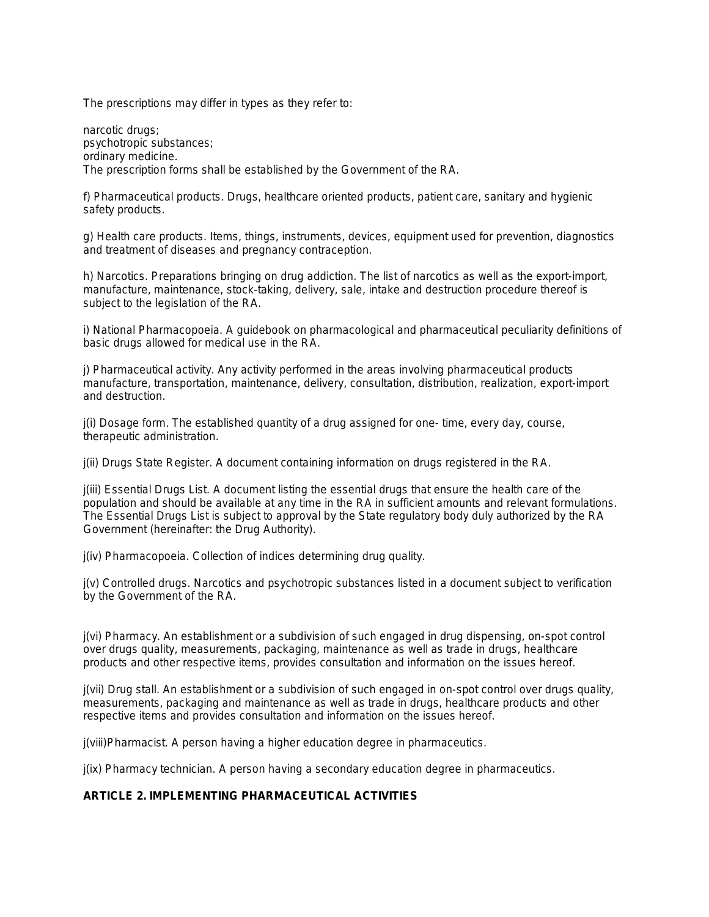The prescriptions may differ in types as they refer to:

narcotic drugs;
psychotropic substances;
ordinary medicine.
The prescription forms shall be established by the Government of the RA.

f) Pharmaceutical products. Drugs, healthcare oriented products, patient care, sanitary and hygienic safety products.

g) Health care products. Items, things, instruments, devices, equipment used for prevention, diagnostics and treatment of diseases and pregnancy contraception.

h) Narcotics. Preparations bringing on drug addiction. The list of narcotics as well as the export-import, manufacture, maintenance, stock-taking, delivery, sale, intake and destruction procedure thereof is subject to the legislation of the RA.

i) National Pharmacopoeia. A guidebook on pharmacological and pharmaceutical peculiarity definitions of basic drugs allowed for medical use in the RA.

j) Pharmaceutical activity. Any activity performed in the areas involving pharmaceutical products manufacture, transportation, maintenance, delivery, consultation, distribution, realization, export-import and destruction.

j(i) Dosage form. The established quantity of a drug assigned for one- time, every day, course, therapeutic administration.

j(ii) Drugs State Register. A document containing information on drugs registered in the RA.

j(iii) Essential Drugs List. A document listing the essential drugs that ensure the health care of the population and should be available at any time in the RA in sufficient amounts and relevant formulations. The Essential Drugs List is subject to approval by the State regulatory body duly authorized by the RA Government (hereinafter: the Drug Authority).

j(iv) Pharmacopoeia. Collection of indices determining drug quality.

j(v) Controlled drugs. Narcotics and psychotropic substances listed in a document subject to verification by the Government of the RA.

j(vi) Pharmacy. An establishment or a subdivision of such engaged in drug dispensing, on-spot control over drugs quality, measurements, packaging, maintenance as well as trade in drugs, healthcare products and other respective items, provides consultation and information on the issues hereof.

j(vii) Drug stall. An establishment or a subdivision of such engaged in on-spot control over drugs quality, measurements, packaging and maintenance as well as trade in drugs, healthcare products and other respective items and provides consultation and information on the issues hereof.

j(viii)Pharmacist. A person having a higher education degree in pharmaceutics.

j(ix) Pharmacy technician. A person having a secondary education degree in pharmaceutics.

**ARTICLE 2. IMPLEMENTING PHARMACEUTICAL ACTIVITIES**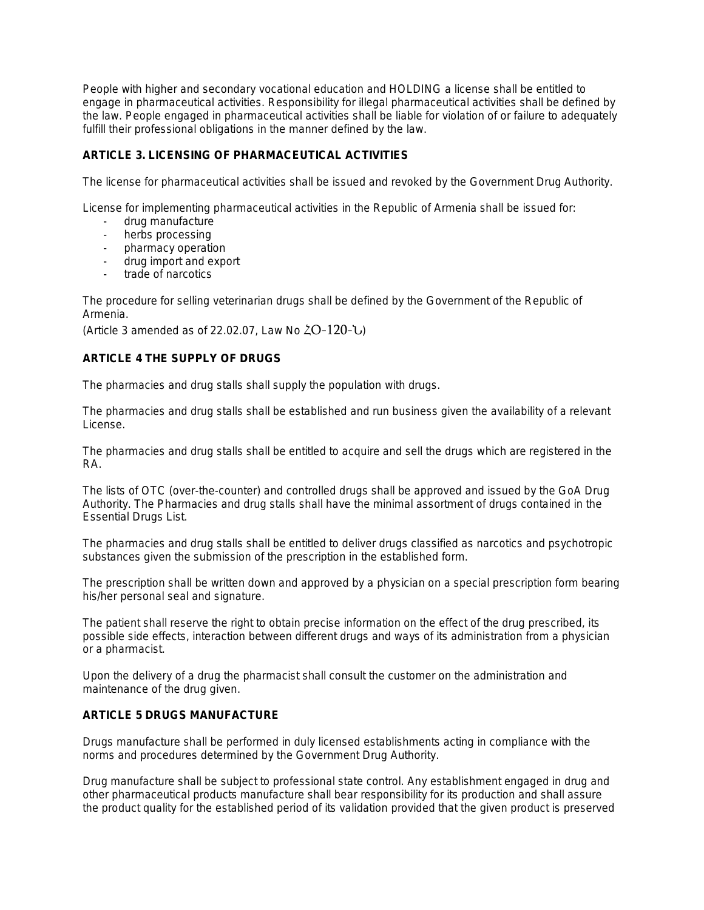People with higher and secondary vocational education and HOLDING a license shall be entitled to engage in pharmaceutical activities. Responsibility for illegal pharmaceutical activities shall be defined by the law. People engaged in pharmaceutical activities shall be liable for violation of or failure to adequately fulfill their professional obligations in the manner defined by the law.

### ARTICLE 3. LICENSING OF PHARMACEUTICAL ACTIVITIES

The license for pharmaceutical activities shall be issued and revoked by the Government Drug Authority.

License for implementing pharmaceutical activities in the Republic of Armenia shall be issued for:

- drug manufacture
- herbs processing
- pharmacy operation
- drug import and export
- trade of narcotics

The procedure for selling veterinarian drugs shall be defined by the Government of the Republic of Armenia.

(Article 3 amended as of 22.02.07, Law No ՀՕ-120-Ն)

### ARTICLE 4 THE SUPPLY OF DRUGS

The pharmacies and drug stalls shall supply the population with drugs.

The pharmacies and drug stalls shall be established and run business given the availability of a relevant License.

The pharmacies and drug stalls shall be entitled to acquire and sell the drugs which are registered in the RA.

The lists of OTC (over-the-counter) and controlled drugs shall be approved and issued by the GoA Drug Authority. The Pharmacies and drug stalls shall have the minimal assortment of drugs contained in the Essential Drugs List.

The pharmacies and drug stalls shall be entitled to deliver drugs classified as narcotics and psychotropic substances given the submission of the prescription in the established form.

The prescription shall be written down and approved by a physician on a special prescription form bearing his/her personal seal and signature.

The patient shall reserve the right to obtain precise information on the effect of the drug prescribed, its possible side effects, interaction between different drugs and ways of its administration from a physician or a pharmacist.

Upon the delivery of a drug the pharmacist shall consult the customer on the administration and maintenance of the drug given.

### ARTICLE 5 DRUGS MANUFACTURE

Drugs manufacture shall be performed in duly licensed establishments acting in compliance with the norms and procedures determined by the Government Drug Authority.

Drug manufacture shall be subject to professional state control. Any establishment engaged in drug and other pharmaceutical products manufacture shall bear responsibility for its production and shall assure the product quality for the established period of its validation provided that the given product is preserved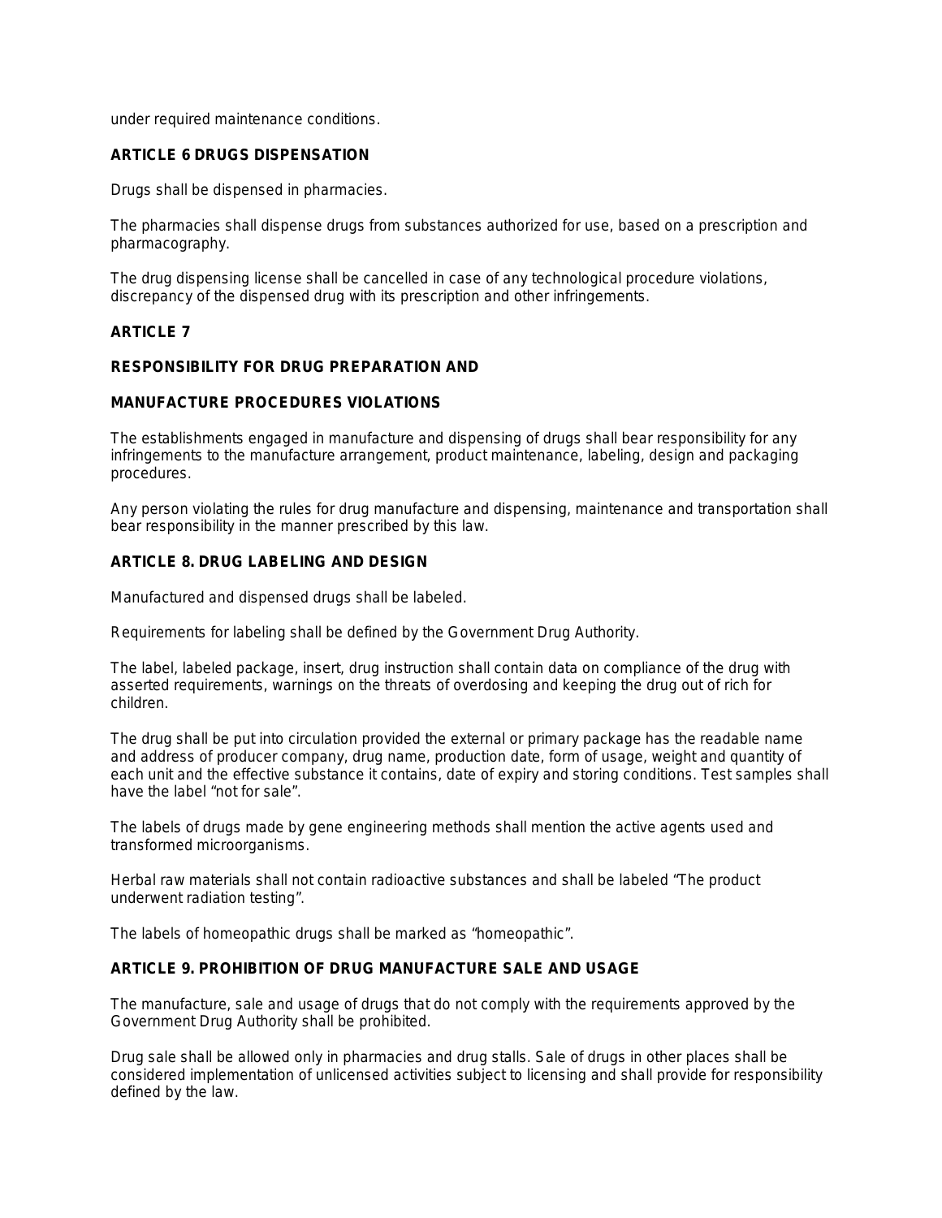under required maintenance conditions.

**ARTICLE 6 DRUGS DISPENSATION**

Drugs shall be dispensed in pharmacies.

The pharmacies shall dispense drugs from substances authorized for use, based on a prescription and pharmacography.

The drug dispensing license shall be cancelled in case of any technological procedure violations, discrepancy of the dispensed drug with its prescription and other infringements.

**ARTICLE 7**

**RESPONSIBILITY FOR DRUG PREPARATION AND**

**MANUFACTURE PROCEDURES VIOLATIONS**

The establishments engaged in manufacture and dispensing of drugs shall bear responsibility for any infringements to the manufacture arrangement, product maintenance, labeling, design and packaging procedures.

Any person violating the rules for drug manufacture and dispensing, maintenance and transportation shall bear responsibility in the manner prescribed by this law.

**ARTICLE 8. DRUG LABELING AND DESIGN**

Manufactured and dispensed drugs shall be labeled.

Requirements for labeling shall be defined by the Government Drug Authority.

The label, labeled package, insert, drug instruction shall contain data on compliance of the drug with asserted requirements, warnings on the threats of overdosing and keeping the drug out of rich for children.

The drug shall be put into circulation provided the external or primary package has the readable name and address of producer company, drug name, production date, form of usage, weight and quantity of each unit and the effective substance it contains, date of expiry and storing conditions. Test samples shall have the label “not for sale”.

The labels of drugs made by gene engineering methods shall mention the active agents used and transformed microorganisms.

Herbal raw materials shall not contain radioactive substances and shall be labeled “The product underwent radiation testing”.

The labels of homeopathic drugs shall be marked as “homeopathic”.

**ARTICLE 9. PROHIBITION OF DRUG MANUFACTURE SALE AND USAGE**

The manufacture, sale and usage of drugs that do not comply with the requirements approved by the Government Drug Authority shall be prohibited.

Drug sale shall be allowed only in pharmacies and drug stalls. Sale of drugs in other places shall be considered implementation of unlicensed activities subject to licensing and shall provide for responsibility defined by the law.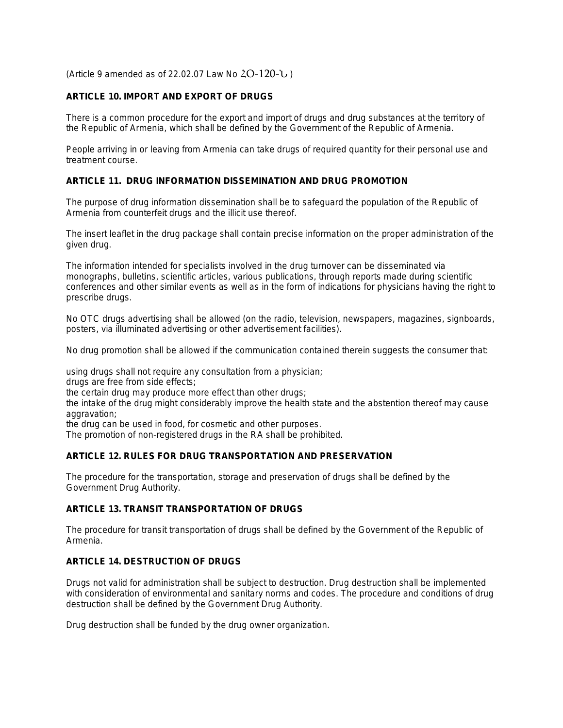(Article 9 amended as of 22.02.07 Law No ՀՕ-120-Ն )

### ARTICLE 10. IMPORT AND EXPORT OF DRUGS

There is a common procedure for the export and import of drugs and drug substances at the territory of the Republic of Armenia, which shall be defined by the Government of the Republic of Armenia.

People arriving in or leaving from Armenia can take drugs of required quantity for their personal use and treatment course.

### ARTICLE 11. DRUG INFORMATION DISSEMINATION AND DRUG PROMOTION

The purpose of drug information dissemination shall be to safeguard the population of the Republic of Armenia from counterfeit drugs and the illicit use thereof.

The insert leaflet in the drug package shall contain precise information on the proper administration of the given drug.

The information intended for specialists involved in the drug turnover can be disseminated via monographs, bulletins, scientific articles, various publications, through reports made during scientific conferences and other similar events as well as in the form of indications for physicians having the right to prescribe drugs.

No OTC drugs advertising shall be allowed (on the radio, television, newspapers, magazines, signboards, posters, via illuminated advertising or other advertisement facilities).

No drug promotion shall be allowed if the communication contained therein suggests the consumer that:

using drugs shall not require any consultation from a physician;
drugs are free from side effects;
the certain drug may produce more effect than other drugs;
the intake of the drug might considerably improve the health state and the abstention thereof may cause aggravation;
the drug can be used in food, for cosmetic and other purposes.
The promotion of non-registered drugs in the RA shall be prohibited.

### ARTICLE 12. RULES FOR DRUG TRANSPORTATION AND PRESERVATION

The procedure for the transportation, storage and preservation of drugs shall be defined by the Government Drug Authority.

### ARTICLE 13. TRANSIT TRANSPORTATION OF DRUGS

The procedure for transit transportation of drugs shall be defined by the Government of the Republic of Armenia.

### ARTICLE 14. DESTRUCTION OF DRUGS

Drugs not valid for administration shall be subject to destruction. Drug destruction shall be implemented with consideration of environmental and sanitary norms and codes. The procedure and conditions of drug destruction shall be defined by the Government Drug Authority.

Drug destruction shall be funded by the drug owner organization.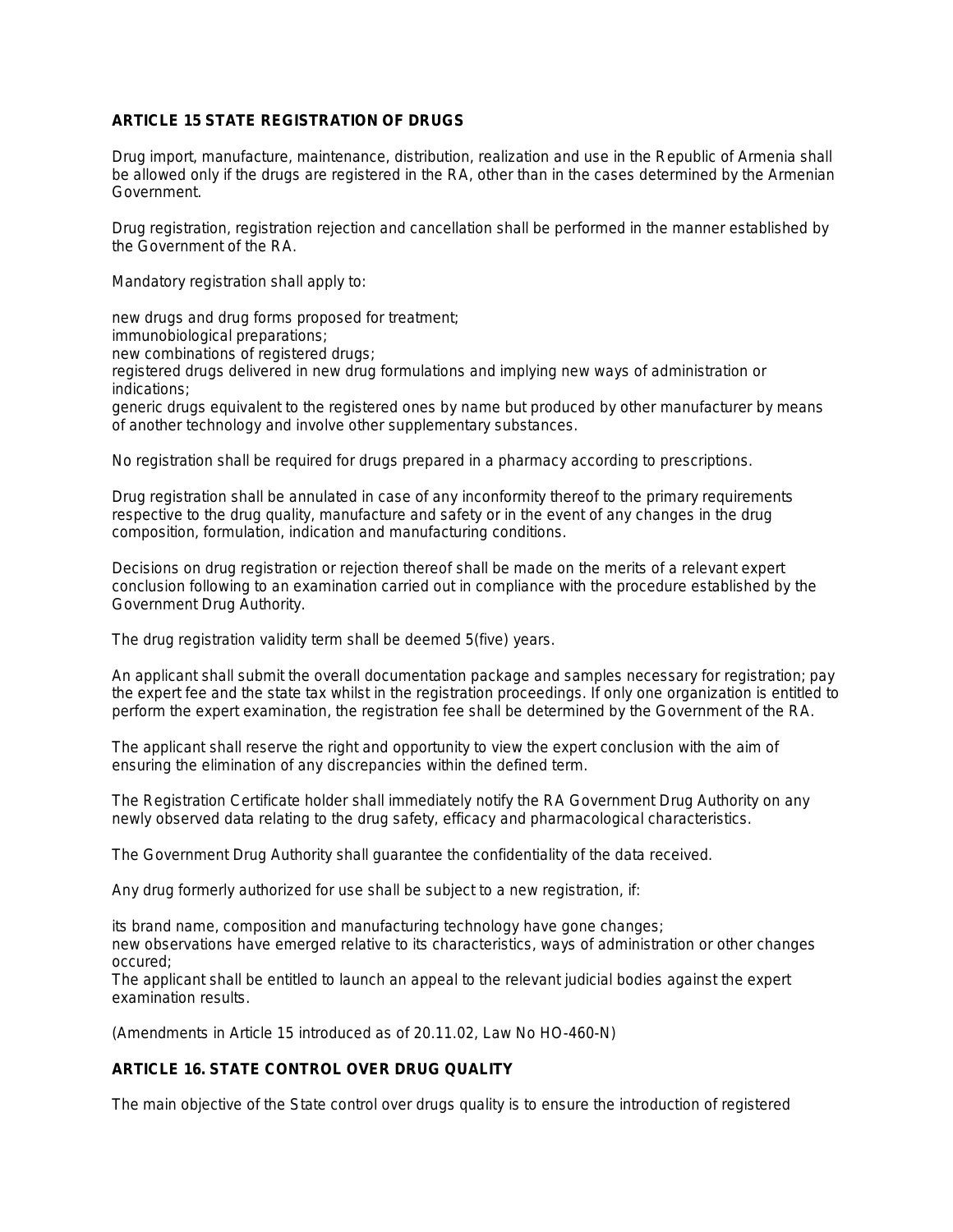## ARTICLE 15 STATE REGISTRATION OF DRUGS

Drug import, manufacture, maintenance, distribution, realization and use in the Republic of Armenia shall be allowed only if the drugs are registered in the RA, other than in the cases determined by the Armenian Government.

Drug registration, registration rejection and cancellation shall be performed in the manner established by the Government of the RA.

Mandatory registration shall apply to:

new drugs and drug forms proposed for treatment;
immunobiological preparations;
new combinations of registered drugs;
registered drugs delivered in new drug formulations and implying new ways of administration or indications;
generic drugs equivalent to the registered ones by name but produced by other manufacturer by means of another technology and involve other supplementary substances.

No registration shall be required for drugs prepared in a pharmacy according to prescriptions.

Drug registration shall be annulated in case of any inconformity thereof to the primary requirements respective to the drug quality, manufacture and safety or in the event of any changes in the drug composition, formulation, indication and manufacturing conditions.

Decisions on drug registration or rejection thereof shall be made on the merits of a relevant expert conclusion following to an examination carried out in compliance with the procedure established by the Government Drug Authority.

The drug registration validity term shall be deemed 5(five) years.

An applicant shall submit the overall documentation package and samples necessary for registration; pay the expert fee and the state tax whilst in the registration proceedings. If only one organization is entitled to perform the expert examination, the registration fee shall be determined by the Government of the RA.

The applicant shall reserve the right and opportunity to view the expert conclusion with the aim of ensuring the elimination of any discrepancies within the defined term.

The Registration Certificate holder shall immediately notify the RA Government Drug Authority on any newly observed data relating to the drug safety, efficacy and pharmacological characteristics.

The Government Drug Authority shall guarantee the confidentiality of the data received.

Any drug formerly authorized for use shall be subject to a new registration, if:

its brand name, composition and manufacturing technology have gone changes;
new observations have emerged relative to its characteristics, ways of administration or other changes occured;
The applicant shall be entitled to launch an appeal to the relevant judicial bodies against the expert examination results.

(Amendments in Article 15 introduced as of 20.11.02, Law No HO-460-N)

## ARTICLE 16. STATE CONTROL OVER DRUG QUALITY

The main objective of the State control over drugs quality is to ensure the introduction of registered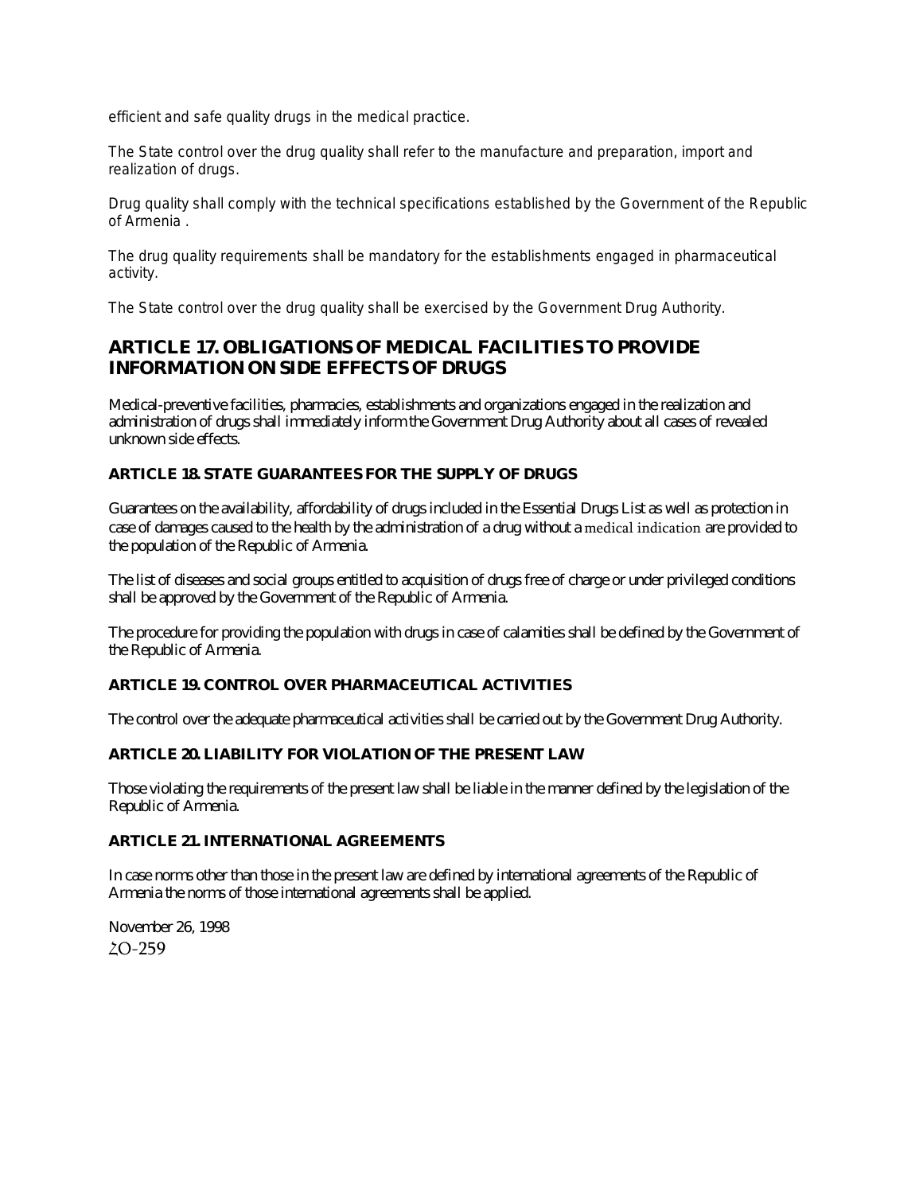efficient and safe quality drugs in the medical practice.

The State control over the drug quality shall refer to the manufacture and preparation, import and realization of drugs.

Drug quality shall comply with the technical specifications established by the Government of the Republic of Armenia .

The drug quality requirements shall be mandatory for the establishments engaged in pharmaceutical activity.

The State control over the drug quality shall be exercised by the Government Drug Authority.

## ARTICLE 17. OBLIGATIONS OF MEDICAL FACILITIES TO PROVIDE INFORMATION ON SIDE EFFECTS OF DRUGS

Medical-preventive facilities, pharmacies, establishments and organizations engaged in the realization and administration of drugs shall immediately inform the Government Drug Authority about all cases of revealed unknown side effects.

### ARTICLE 18. STATE GUARANTEES FOR THE SUPPLY OF DRUGS

Guarantees on the availability, affordability of drugs included in the Essential Drugs List as well as protection in case of damages caused to the health by the administration of a drug without a medical indication are provided to the population of the Republic of Armenia.

The list of diseases and social groups entitled to acquisition of drugs free of charge or under privileged conditions shall be approved by the Government of the Republic of Armenia.

The procedure for providing the population with drugs in case of calamities shall be defined by the Government of the Republic of Armenia.

### ARTICLE 19. CONTROL OVER PHARMACEUTICAL ACTIVITIES

The control over the adequate pharmaceutical activities shall be carried out by the Government Drug Authority.

### ARTICLE 20. LIABILITY FOR VIOLATION OF THE PRESENT LAW

Those violating the requirements of the present law shall be liable in the manner defined by the legislation of the Republic of Armenia.

### ARTICLE 21. INTERNATIONAL AGREEMENTS

In case norms other than those in the present law are defined by international agreements of the Republic of Armenia the norms of those international agreements shall be applied.

November 26, 1998
¿O-259